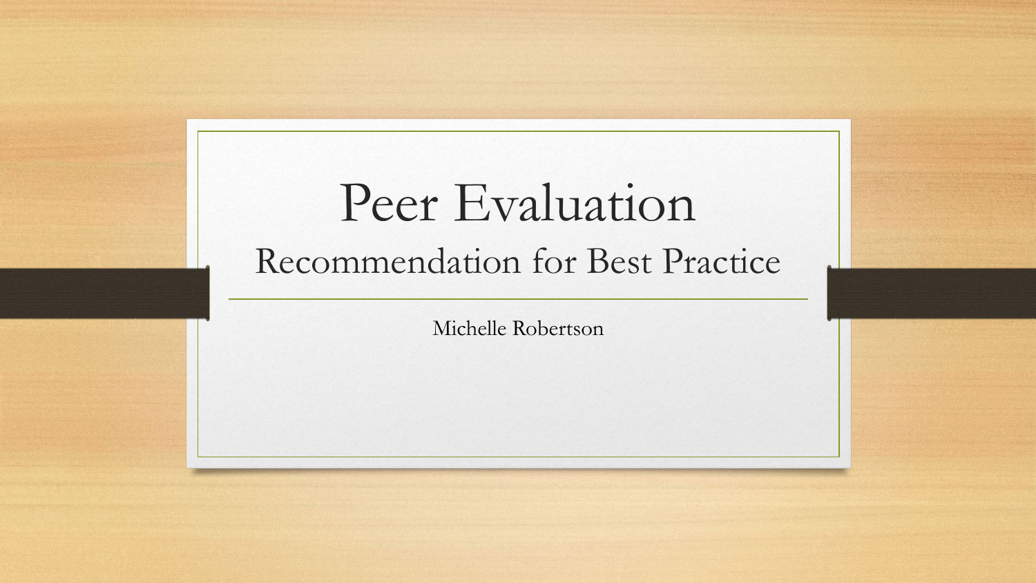# Peer Evaluation

## Recommendation for Best Practice

Michelle Robertson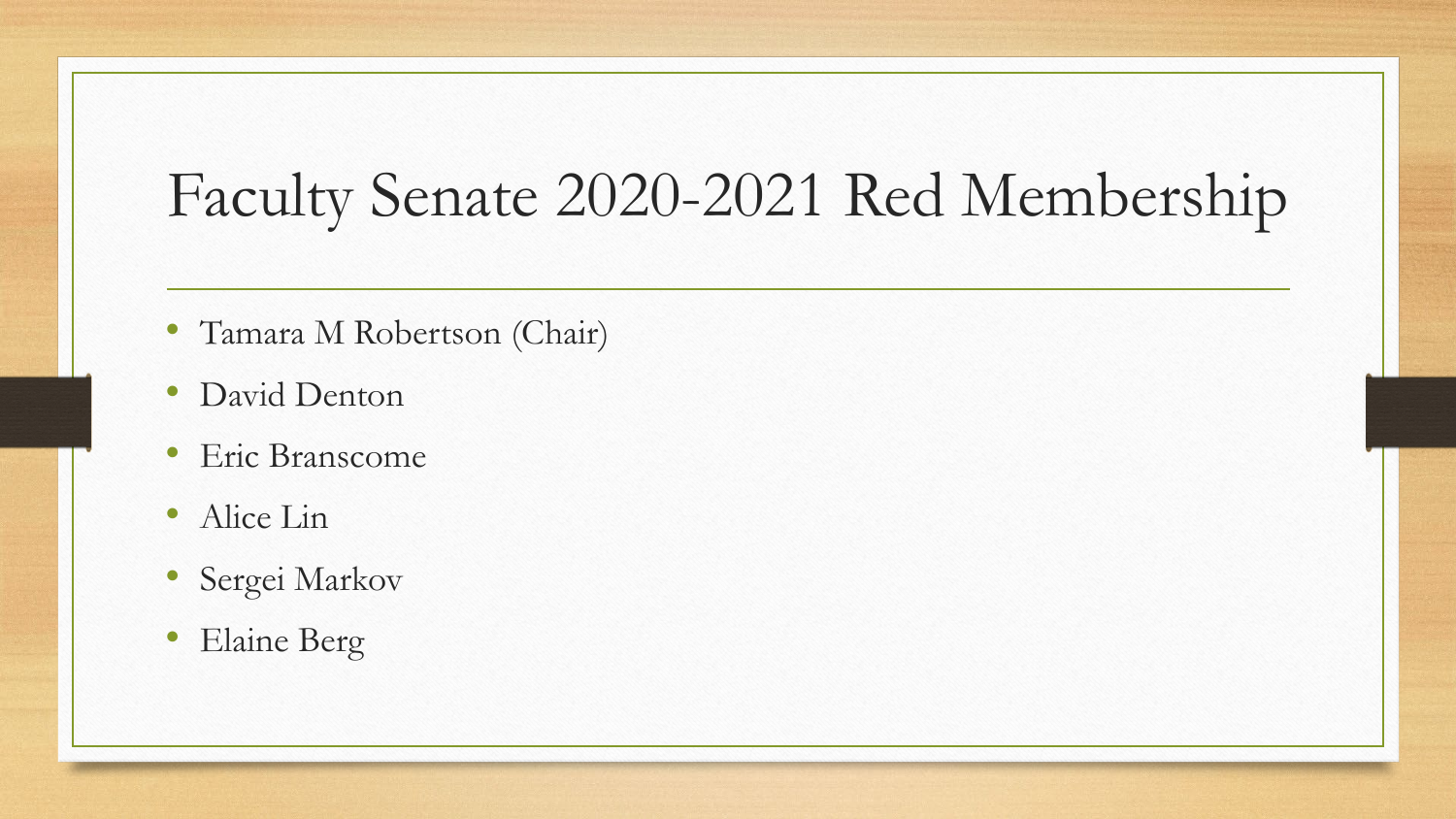# Faculty Senate 2020-2021 Red Membership

- Tamara M Robertson (Chair)
- David Denton
- Eric Branscome
- Alice Lin
- Sergei Markov
- Elaine Berg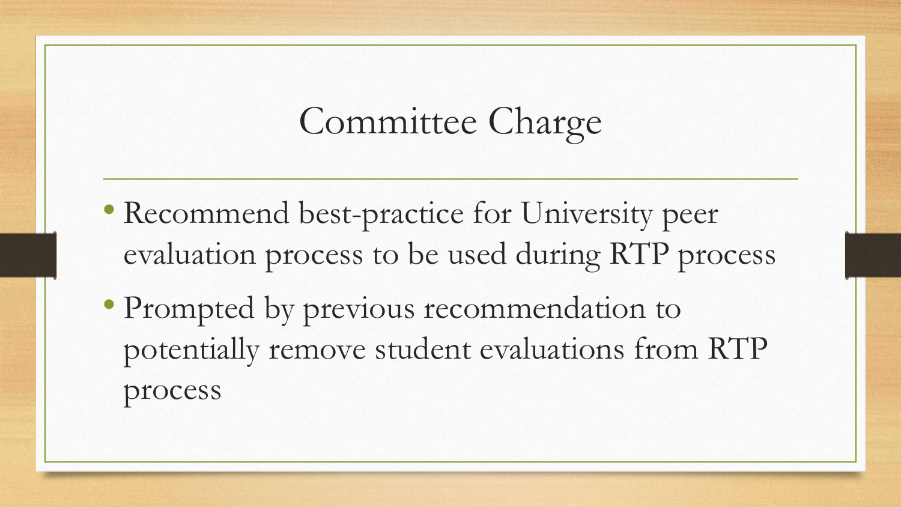# Committee Charge

- Recommend best-practice for University peer evaluation process to be used during RTP process
- Prompted by previous recommendation to potentially remove student evaluations from RTP process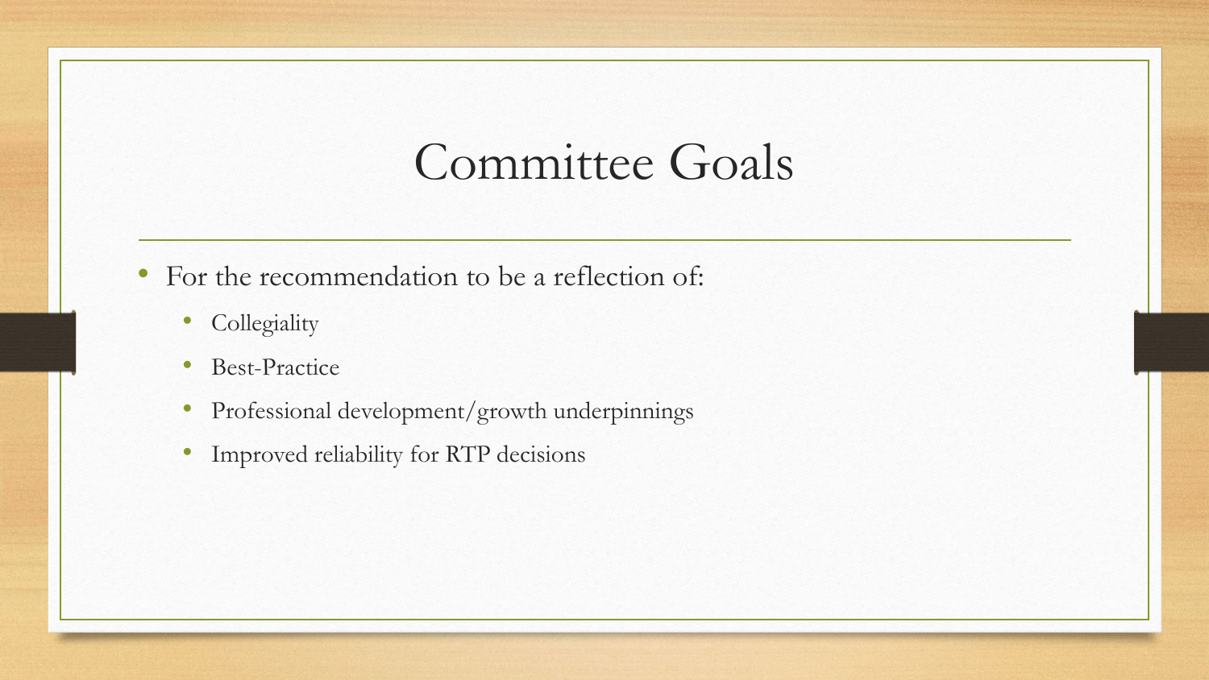# Committee Goals

- For the recommendation to be a reflection of:
  - Collegiality
  - Best-Practice
  - Professional development/growth underpinnings
  - Improved reliability for RTP decisions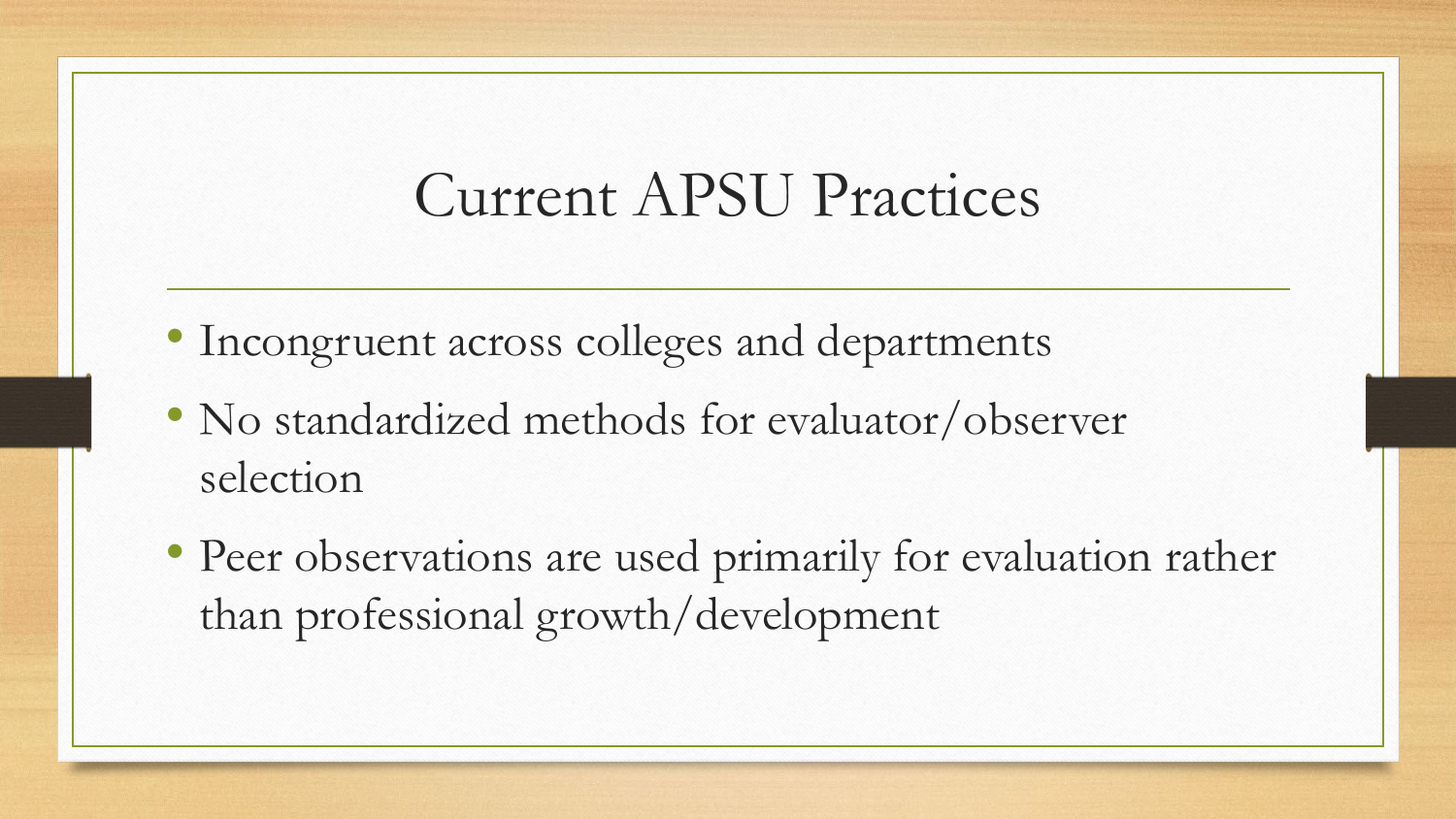# Current APSU Practices

- Incongruent across colleges and departments
- No standardized methods for evaluator/observer selection
- Peer observations are used primarily for evaluation rather than professional growth/development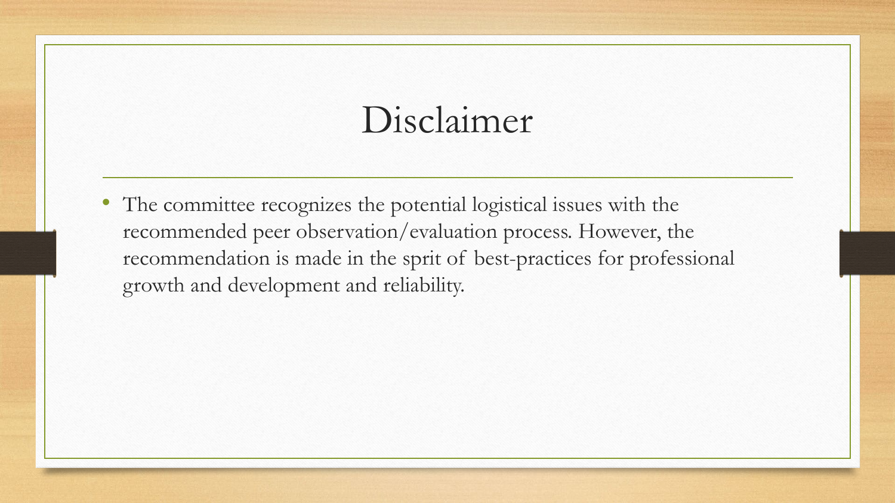# Disclaimer

- The committee recognizes the potential logistical issues with the recommended peer observation/evaluation process. However, the recommendation is made in the sprit of best-practices for professional growth and development and reliability.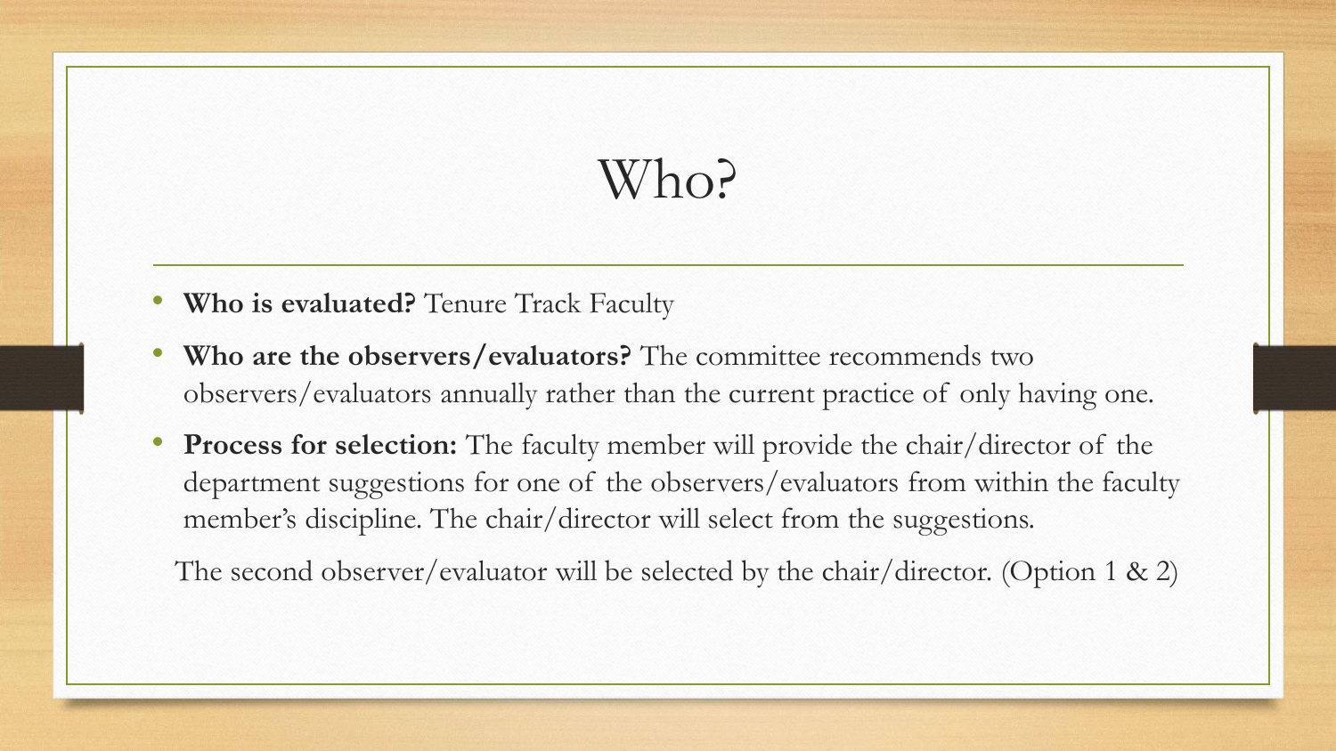# Who?

- **Who is evaluated?** Tenure Track Faculty
- **Who are the observers/evaluators?** The committee recommends two observers/evaluators annually rather than the current practice of only having one.
- **Process for selection:** The faculty member will provide the chair/director of the department suggestions for one of the observers/evaluators from within the faculty member's discipline. The chair/director will select from the suggestions.

The second observer/evaluator will be selected by the chair/director. (Option 1 & 2)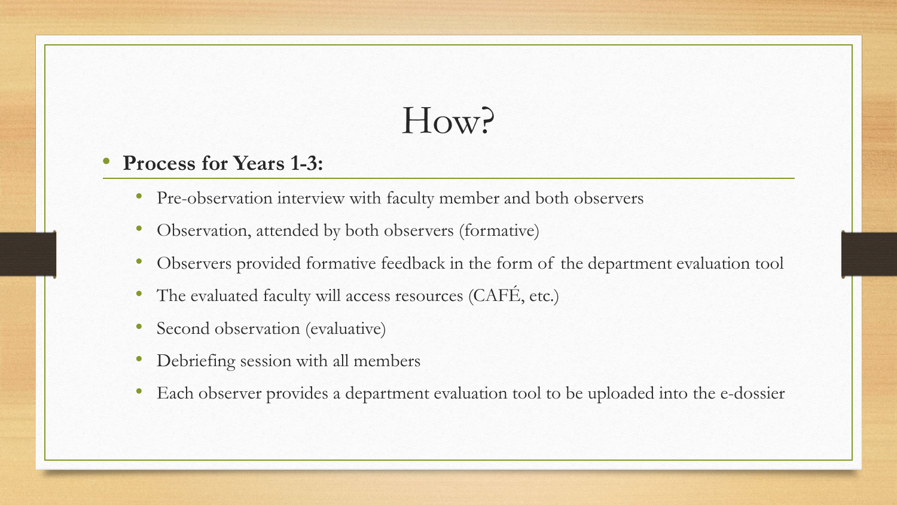# How?

- **Process for Years 1-3:**
  - Pre-observation interview with faculty member and both observers
  - Observation, attended by both observers (formative)
  - Observers provided formative feedback in the form of the department evaluation tool
  - The evaluated faculty will access resources (CAFÉ, etc.)
  - Second observation (evaluative)
  - Debriefing session with all members
  - Each observer provides a department evaluation tool to be uploaded into the e-dossier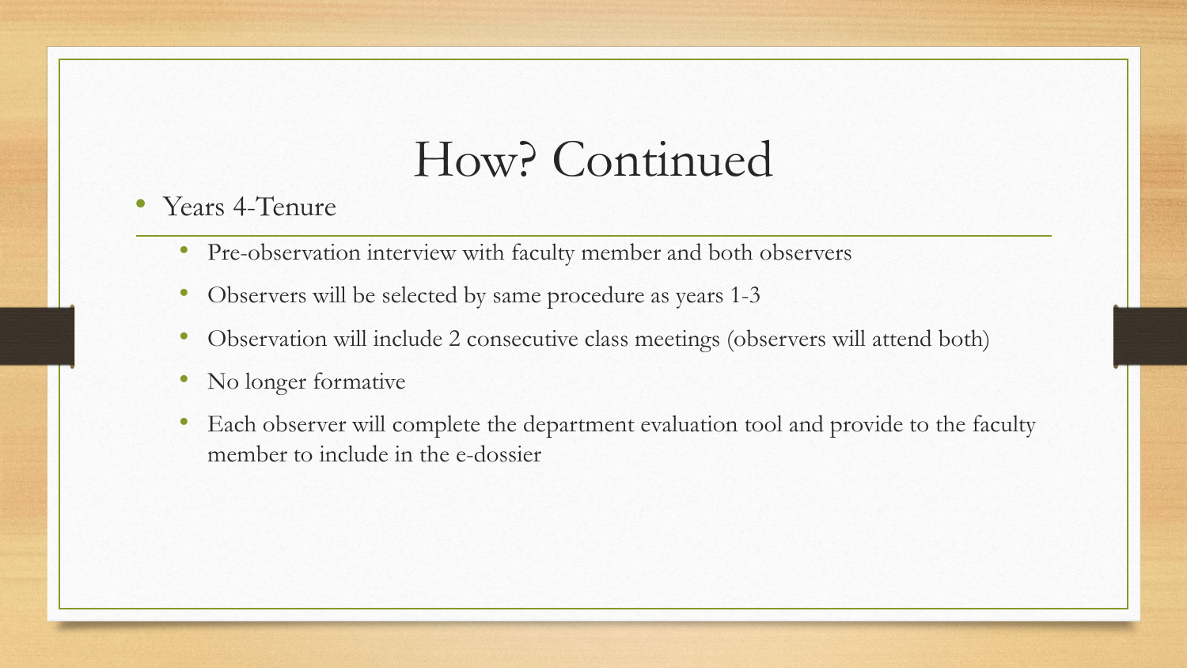# How? Continued

- Years 4-Tenure
  - Pre-observation interview with faculty member and both observers
  - Observers will be selected by same procedure as years 1-3
  - Observation will include 2 consecutive class meetings (observers will attend both)
  - No longer formative
  - Each observer will complete the department evaluation tool and provide to the faculty member to include in the e-dossier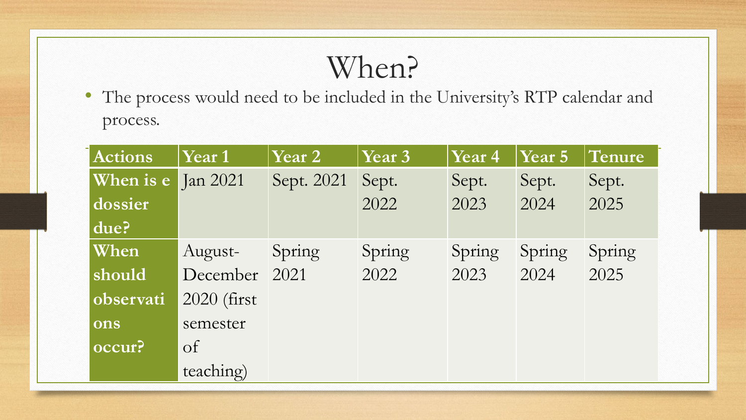# When?

- The process would need to be included in the University's RTP calendar and process.

| Actions | Year 1 | Year 2 | Year 3 | Year 4 | Year 5 | Tenure |
|---|---|---|---|---|---|---|
| When is e dossier due? | Jan 2021 | Sept. 2021 | Sept. 2022 | Sept. 2023 | Sept. 2024 | Sept. 2025 |
| When should observations occur? | August-December 2020 (first semester of teaching) | Spring 2021 | Spring 2022 | Spring 2023 | Spring 2024 | Spring 2025 |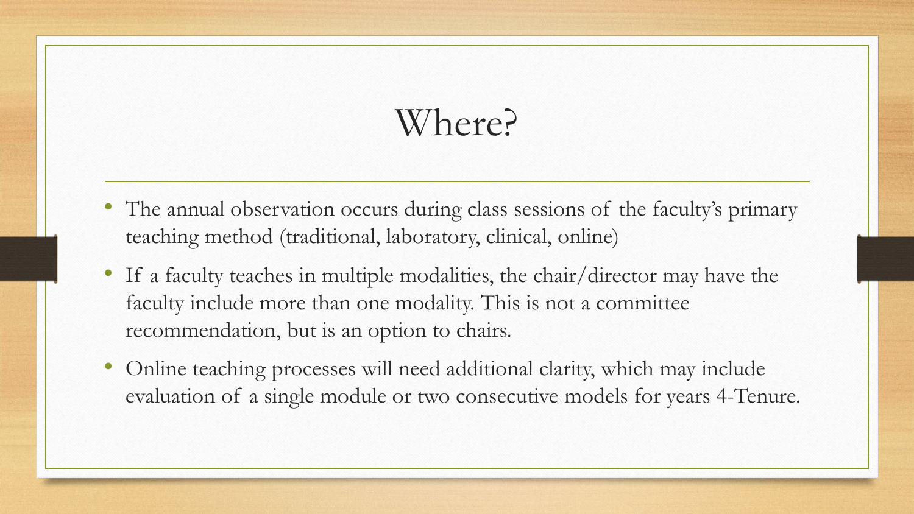# Where?

- The annual observation occurs during class sessions of the faculty's primary teaching method (traditional, laboratory, clinical, online)
- If a faculty teaches in multiple modalities, the chair/director may have the faculty include more than one modality. This is not a committee recommendation, but is an option to chairs.
- Online teaching processes will need additional clarity, which may include evaluation of a single module or two consecutive models for years 4-Tenure.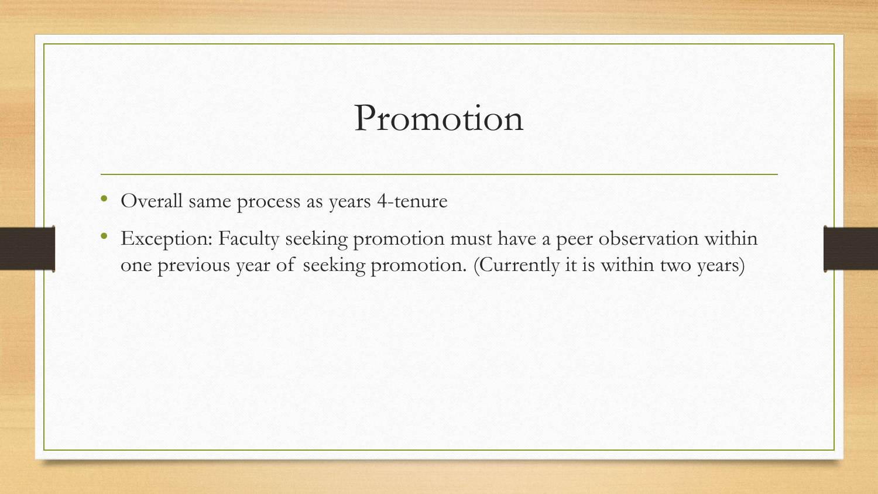# Promotion

- Overall same process as years 4-tenure
- Exception: Faculty seeking promotion must have a peer observation within one previous year of seeking promotion. (Currently it is within two years)